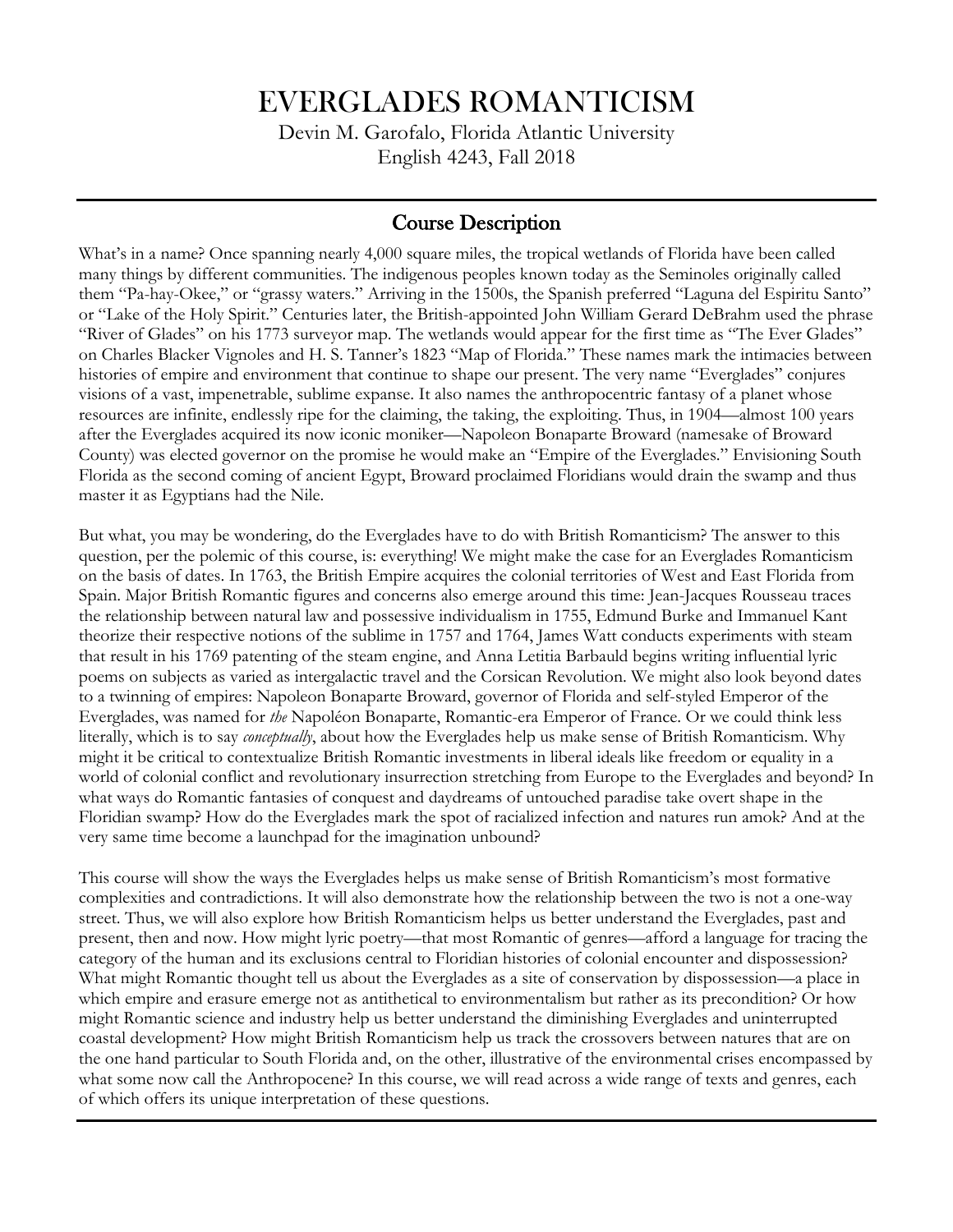# EVERGLADES ROMANTICISM

Devin M. Garofalo, Florida Atlantic University
English 4243, Fall 2018

## Course Description

What's in a name? Once spanning nearly 4,000 square miles, the tropical wetlands of Florida have been called many things by different communities. The indigenous peoples known today as the Seminoles originally called them "Pa-hay-Okee," or "grassy waters." Arriving in the 1500s, the Spanish preferred "Laguna del Espiritu Santo" or "Lake of the Holy Spirit." Centuries later, the British-appointed John William Gerard DeBrahm used the phrase "River of Glades" on his 1773 surveyor map. The wetlands would appear for the first time as "The Ever Glades" on Charles Blacker Vignoles and H. S. Tanner's 1823 "Map of Florida." These names mark the intimacies between histories of empire and environment that continue to shape our present. The very name "Everglades" conjures visions of a vast, impenetrable, sublime expanse. It also names the anthropocentric fantasy of a planet whose resources are infinite, endlessly ripe for the claiming, the taking, the exploiting. Thus, in 1904—almost 100 years after the Everglades acquired its now iconic moniker—Napoleon Bonaparte Broward (namesake of Broward County) was elected governor on the promise he would make an "Empire of the Everglades." Envisioning South Florida as the second coming of ancient Egypt, Broward proclaimed Floridians would drain the swamp and thus master it as Egyptians had the Nile.

But what, you may be wondering, do the Everglades have to do with British Romanticism? The answer to this question, per the polemic of this course, is: everything! We might make the case for an Everglades Romanticism on the basis of dates. In 1763, the British Empire acquires the colonial territories of West and East Florida from Spain. Major British Romantic figures and concerns also emerge around this time: Jean-Jacques Rousseau traces the relationship between natural law and possessive individualism in 1755, Edmund Burke and Immanuel Kant theorize their respective notions of the sublime in 1757 and 1764, James Watt conducts experiments with steam that result in his 1769 patenting of the steam engine, and Anna Letitia Barbauld begins writing influential lyric poems on subjects as varied as intergalactic travel and the Corsican Revolution. We might also look beyond dates to a twinning of empires: Napoleon Bonaparte Broward, governor of Florida and self-styled Emperor of the Everglades, was named for *the* Napoléon Bonaparte, Romantic-era Emperor of France. Or we could think less literally, which is to say *conceptually*, about how the Everglades help us make sense of British Romanticism. Why might it be critical to contextualize British Romantic investments in liberal ideals like freedom or equality in a world of colonial conflict and revolutionary insurrection stretching from Europe to the Everglades and beyond? In what ways do Romantic fantasies of conquest and daydreams of untouched paradise take overt shape in the Floridian swamp? How do the Everglades mark the spot of racialized infection and natures run amok? And at the very same time become a launchpad for the imagination unbound?

This course will show the ways the Everglades helps us make sense of British Romanticism's most formative complexities and contradictions. It will also demonstrate how the relationship between the two is not a one-way street. Thus, we will also explore how British Romanticism helps us better understand the Everglades, past and present, then and now. How might lyric poetry—that most Romantic of genres—afford a language for tracing the category of the human and its exclusions central to Floridian histories of colonial encounter and dispossession? What might Romantic thought tell us about the Everglades as a site of conservation by dispossession—a place in which empire and erasure emerge not as antithetical to environmentalism but rather as its precondition? Or how might Romantic science and industry help us better understand the diminishing Everglades and uninterrupted coastal development? How might British Romanticism help us track the crossovers between natures that are on the one hand particular to South Florida and, on the other, illustrative of the environmental crises encompassed by what some now call the Anthropocene? In this course, we will read across a wide range of texts and genres, each of which offers its unique interpretation of these questions.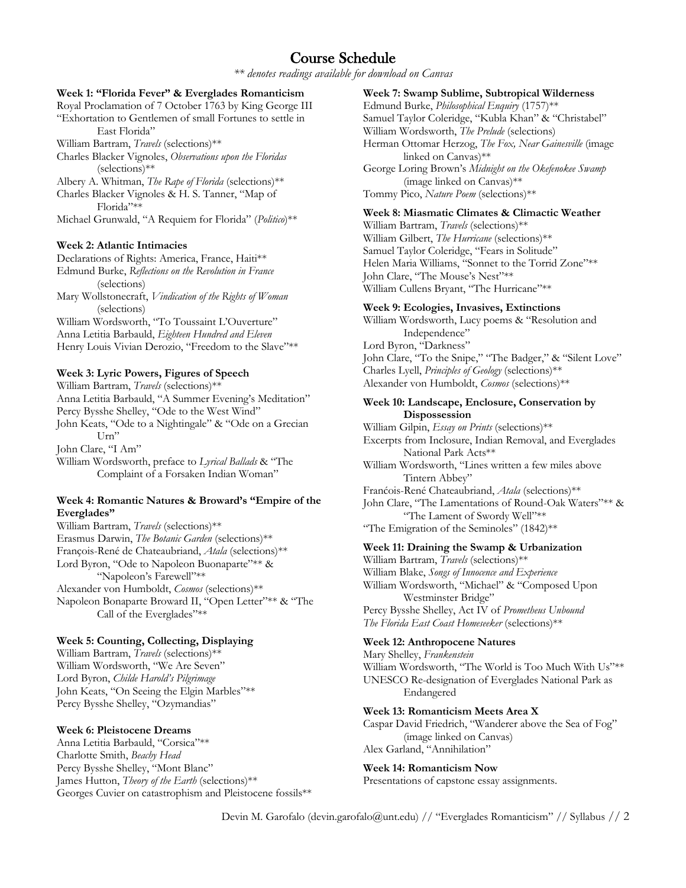# Course Schedule

*\*\* denotes readings available for download on Canvas*

**Week 1: "Florida Fever" & Everglades Romanticism**

Royal Proclamation of 7 October 1763 by King George III
"Exhortation to Gentlemen of small Fortunes to settle in East Florida"
William Bartram, *Travels* (selections)**
Charles Blacker Vignoles, *Observations upon the Floridas* (selections)**
Albery A. Whitman, *The Rape of Florida* (selections)**
Charles Blacker Vignoles & H. S. Tanner, "Map of Florida"**
Michael Grunwald, "A Requiem for Florida" (*Politico*)**

**Week 2: Atlantic Intimacies**

Declarations of Rights: America, France, Haiti**
Edmund Burke, *Reflections on the Revolution in France* (selections)
Mary Wollstonecraft, *Vindication of the Rights of Woman* (selections)
William Wordsworth, "To Toussaint L'Ouverture"
Anna Letitia Barbauld, *Eighteen Hundred and Eleven*
Henry Louis Vivian Derozio, "Freedom to the Slave"**

**Week 3: Lyric Powers, Figures of Speech**

William Bartram, *Travels* (selections)**
Anna Letitia Barbauld, "A Summer Evening's Meditation"
Percy Bysshe Shelley, "Ode to the West Wind"
John Keats, "Ode to a Nightingale" & "Ode on a Grecian Urn"
John Clare, "I Am"
William Wordsworth, preface to *Lyrical Ballads* & "The Complaint of a Forsaken Indian Woman"

**Week 4: Romantic Natures & Broward's "Empire of the Everglades"**

William Bartram, *Travels* (selections)**
Erasmus Darwin, *The Botanic Garden* (selections)**
François-René de Chateaubriand, *Atala* (selections)**
Lord Byron, "Ode to Napoleon Buonaparte"** & "Napoleon's Farewell"**
Alexander von Humboldt, *Cosmos* (selections)**
Napoleon Bonaparte Broward II, "Open Letter"** & "The Call of the Everglades"**

**Week 5: Counting, Collecting, Displaying**

William Bartram, *Travels* (selections)**
William Wordsworth, "We Are Seven"
Lord Byron, *Childe Harold's Pilgrimage*
John Keats, "On Seeing the Elgin Marbles"**
Percy Bysshe Shelley, "Ozymandias"

**Week 6: Pleistocene Dreams**

Anna Letitia Barbauld, "Corsica"**
Charlotte Smith, *Beachy Head*
Percy Bysshe Shelley, "Mont Blanc"
James Hutton, *Theory of the Earth* (selections)**
Georges Cuvier on catastrophism and Pleistocene fossils**

**Week 7: Swamp Sublime, Subtropical Wilderness**

Edmund Burke, *Philosophical Enquiry* (1757)**
Samuel Taylor Coleridge, "Kubla Khan" & "Christabel"
William Wordsworth, *The Prelude* (selections)
Herman Ottomar Herzog, *The Fox, Near Gainesville* (image linked on Canvas)**
George Loring Brown's *Midnight on the Okefenokee Swamp* (image linked on Canvas)**
Tommy Pico, *Nature Poem* (selections)**

**Week 8: Miasmatic Climates & Climactic Weather**

William Bartram, *Travels* (selections)**
William Gilbert, *The Hurricane* (selections)**
Samuel Taylor Coleridge, "Fears in Solitude"
Helen Maria Williams, "Sonnet to the Torrid Zone"**
John Clare, "The Mouse's Nest"**
William Cullens Bryant, "The Hurricane"**

**Week 9: Ecologies, Invasives, Extinctions**

William Wordsworth, Lucy poems & "Resolution and Independence"
Lord Byron, "Darkness"
John Clare, "To the Snipe," "The Badger," & "Silent Love"
Charles Lyell, *Principles of Geology* (selections)**
Alexander von Humboldt, *Cosmos* (selections)**

**Week 10: Landscape, Enclosure, Conservation by Dispossession**

William Gilpin, *Essay on Prints* (selections)**
Excerpts from Inclosure, Indian Removal, and Everglades National Park Acts**
William Wordsworth, "Lines written a few miles above Tintern Abbey"
Franćois-René Chateaubriand, *Atala* (selections)**
John Clare, "The Lamentations of Round-Oak Waters"** & "The Lament of Swordy Well"**
"The Emigration of the Seminoles" (1842)**

**Week 11: Draining the Swamp & Urbanization**

William Bartram, *Travels* (selections)**
William Blake, *Songs of Innocence and Experience*
William Wordsworth, "Michael" & "Composed Upon Westminster Bridge"
Percy Bysshe Shelley, Act IV of *Prometheus Unbound*
*The Florida East Coast Homeseeker* (selections)**

**Week 12: Anthropocene Natures**

Mary Shelley, *Frankenstein*
William Wordsworth, "The World is Too Much With Us"**
UNESCO Re-designation of Everglades National Park as Endangered

**Week 13: Romanticism Meets Area X**

Caspar David Friedrich, "Wanderer above the Sea of Fog" (image linked on Canvas)
Alex Garland, "Annihilation"

**Week 14: Romanticism Now**

Presentations of capstone essay assignments.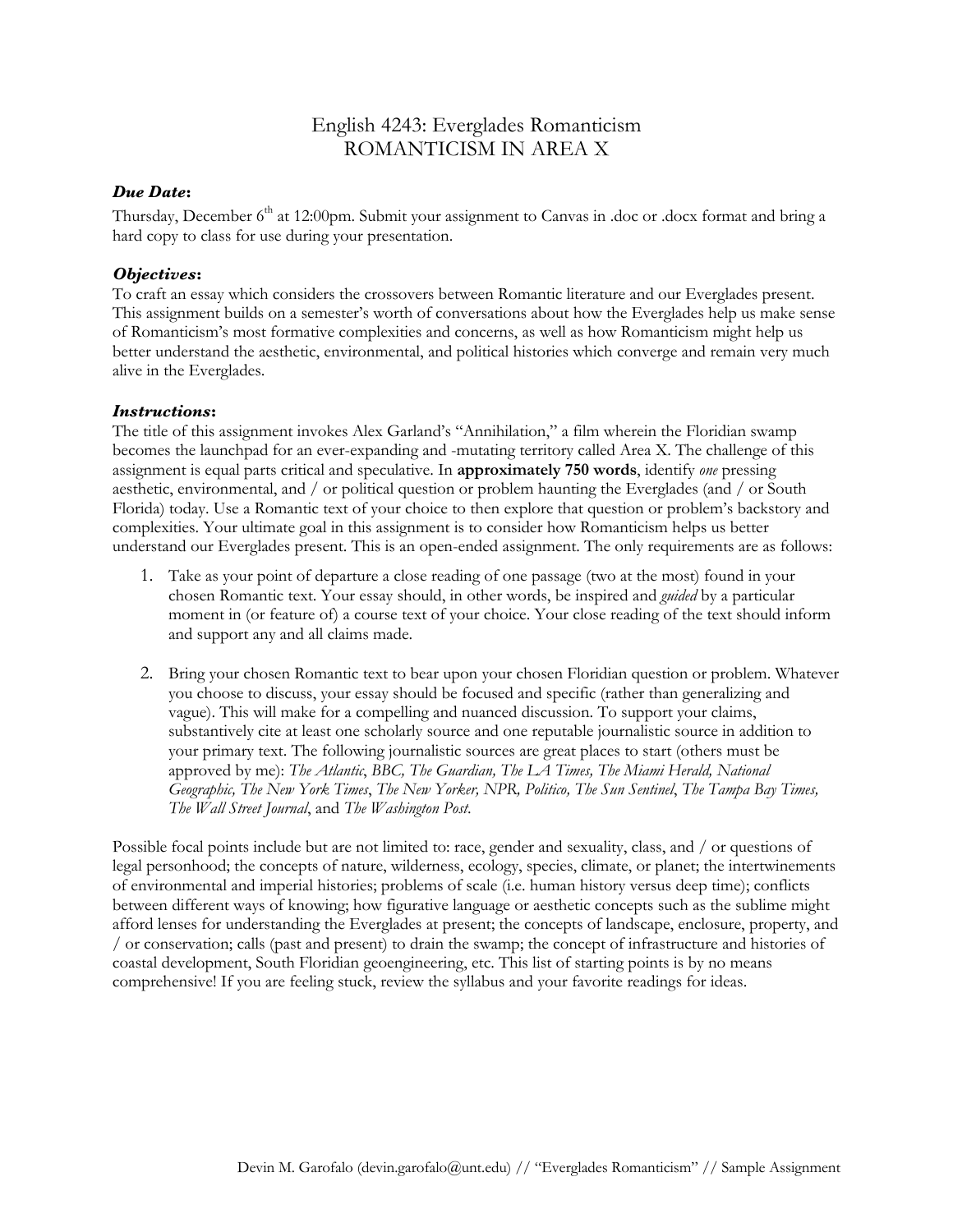# English 4243: Everglades Romanticism
## ROMANTICISM IN AREA X

### *Due Date*:

Thursday, December 6th at 12:00pm. Submit your assignment to Canvas in .doc or .docx format and bring a hard copy to class for use during your presentation.

### *Objectives*:

To craft an essay which considers the crossovers between Romantic literature and our Everglades present. This assignment builds on a semester's worth of conversations about how the Everglades help us make sense of Romanticism's most formative complexities and concerns, as well as how Romanticism might help us better understand the aesthetic, environmental, and political histories which converge and remain very much alive in the Everglades.

### *Instructions*:

The title of this assignment invokes Alex Garland's "Annihilation," a film wherein the Floridian swamp becomes the launchpad for an ever-expanding and -mutating territory called Area X. The challenge of this assignment is equal parts critical and speculative. In **approximately 750 words**, identify *one* pressing aesthetic, environmental, and / or political question or problem haunting the Everglades (and / or South Florida) today. Use a Romantic text of your choice to then explore that question or problem's backstory and complexities. Your ultimate goal in this assignment is to consider how Romanticism helps us better understand our Everglades present. This is an open-ended assignment. The only requirements are as follows:

1. Take as your point of departure a close reading of one passage (two at the most) found in your chosen Romantic text. Your essay should, in other words, be inspired and *guided* by a particular moment in (or feature of) a course text of your choice. Your close reading of the text should inform and support any and all claims made.

2. Bring your chosen Romantic text to bear upon your chosen Floridian question or problem. Whatever you choose to discuss, your essay should be focused and specific (rather than generalizing and vague). This will make for a compelling and nuanced discussion. To support your claims, substantively cite at least one scholarly source and one reputable journalistic source in addition to your primary text. The following journalistic sources are great places to start (others must be approved by me): *The Atlantic*, *BBC, The Guardian, The LA Times, The Miami Herald, National Geographic, The New York Times*, *The New Yorker, NPR, Politico, The Sun Sentinel*, *The Tampa Bay Times, The Wall Street Journal*, and *The Washington Post*.

Possible focal points include but are not limited to: race, gender and sexuality, class, and / or questions of legal personhood; the concepts of nature, wilderness, ecology, species, climate, or planet; the intertwinements of environmental and imperial histories; problems of scale (i.e. human history versus deep time); conflicts between different ways of knowing; how figurative language or aesthetic concepts such as the sublime might afford lenses for understanding the Everglades at present; the concepts of landscape, enclosure, property, and / or conservation; calls (past and present) to drain the swamp; the concept of infrastructure and histories of coastal development, South Floridian geoengineering, etc. This list of starting points is by no means comprehensive! If you are feeling stuck, review the syllabus and your favorite readings for ideas.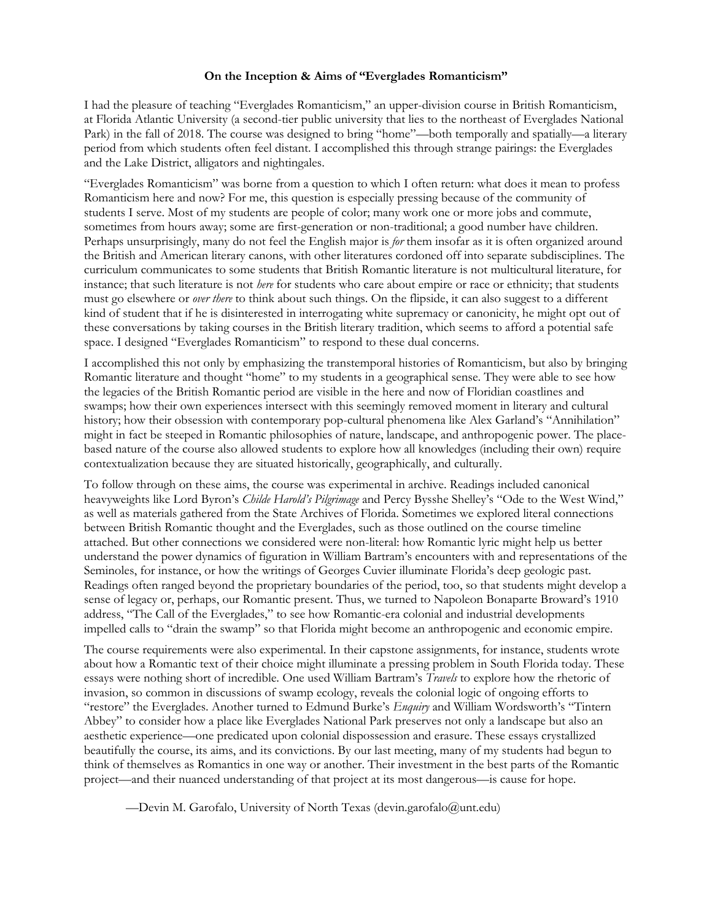**On the Inception & Aims of "Everglades Romanticism"**

I had the pleasure of teaching "Everglades Romanticism," an upper-division course in British Romanticism, at Florida Atlantic University (a second-tier public university that lies to the northeast of Everglades National Park) in the fall of 2018. The course was designed to bring "home"—both temporally and spatially—a literary period from which students often feel distant. I accomplished this through strange pairings: the Everglades and the Lake District, alligators and nightingales.

"Everglades Romanticism" was borne from a question to which I often return: what does it mean to profess Romanticism here and now? For me, this question is especially pressing because of the community of students I serve. Most of my students are people of color; many work one or more jobs and commute, sometimes from hours away; some are first-generation or non-traditional; a good number have children. Perhaps unsurprisingly, many do not feel the English major is *for* them insofar as it is often organized around the British and American literary canons, with other literatures cordoned off into separate subdisciplines. The curriculum communicates to some students that British Romantic literature is not multicultural literature, for instance; that such literature is not *here* for students who care about empire or race or ethnicity; that students must go elsewhere or *over there* to think about such things. On the flipside, it can also suggest to a different kind of student that if he is disinterested in interrogating white supremacy or canonicity, he might opt out of these conversations by taking courses in the British literary tradition, which seems to afford a potential safe space. I designed "Everglades Romanticism" to respond to these dual concerns.

I accomplished this not only by emphasizing the transtemporal histories of Romanticism, but also by bringing Romantic literature and thought "home" to my students in a geographical sense. They were able to see how the legacies of the British Romantic period are visible in the here and now of Floridian coastlines and swamps; how their own experiences intersect with this seemingly removed moment in literary and cultural history; how their obsession with contemporary pop-cultural phenomena like Alex Garland's "Annihilation" might in fact be steeped in Romantic philosophies of nature, landscape, and anthropogenic power. The place-based nature of the course also allowed students to explore how all knowledges (including their own) require contextualization because they are situated historically, geographically, and culturally.

To follow through on these aims, the course was experimental in archive. Readings included canonical heavyweights like Lord Byron's *Childe Harold's Pilgrimage* and Percy Bysshe Shelley's "Ode to the West Wind," as well as materials gathered from the State Archives of Florida. Sometimes we explored literal connections between British Romantic thought and the Everglades, such as those outlined on the course timeline attached. But other connections we considered were non-literal: how Romantic lyric might help us better understand the power dynamics of figuration in William Bartram's encounters with and representations of the Seminoles, for instance, or how the writings of Georges Cuvier illuminate Florida's deep geologic past. Readings often ranged beyond the proprietary boundaries of the period, too, so that students might develop a sense of legacy or, perhaps, our Romantic present. Thus, we turned to Napoleon Bonaparte Broward's 1910 address, "The Call of the Everglades," to see how Romantic-era colonial and industrial developments impelled calls to "drain the swamp" so that Florida might become an anthropogenic and economic empire.

The course requirements were also experimental. In their capstone assignments, for instance, students wrote about how a Romantic text of their choice might illuminate a pressing problem in South Florida today. These essays were nothing short of incredible. One used William Bartram's *Travels* to explore how the rhetoric of invasion, so common in discussions of swamp ecology, reveals the colonial logic of ongoing efforts to "restore" the Everglades. Another turned to Edmund Burke's *Enquiry* and William Wordsworth's "Tintern Abbey" to consider how a place like Everglades National Park preserves not only a landscape but also an aesthetic experience—one predicated upon colonial dispossession and erasure. These essays crystallized beautifully the course, its aims, and its convictions. By our last meeting, many of my students had begun to think of themselves as Romantics in one way or another. Their investment in the best parts of the Romantic project—and their nuanced understanding of that project at its most dangerous—is cause for hope.

—Devin M. Garofalo, University of North Texas (devin.garofalo@unt.edu)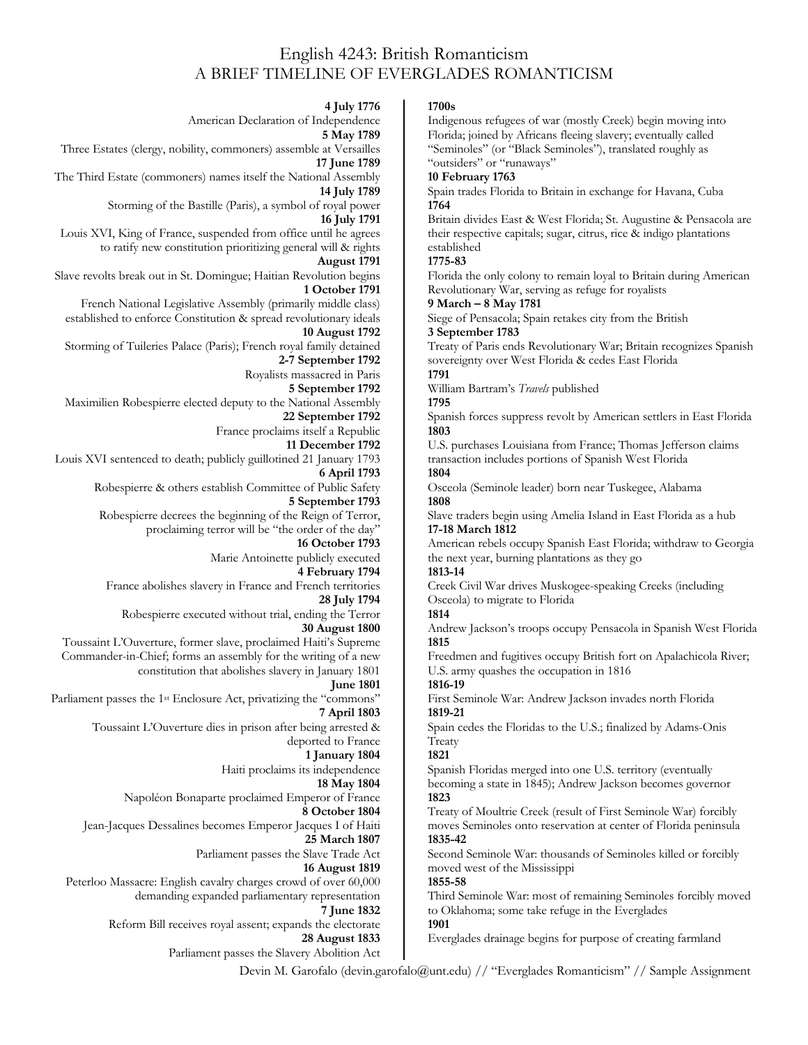# English 4243: British Romanticism

## A BRIEF TIMELINE OF EVERGLADES ROMANTICISM

**4 July 1776**
American Declaration of Independence

**5 May 1789**
Three Estates (clergy, nobility, commoners) assemble at Versailles

**17 June 1789**
The Third Estate (commoners) names itself the National Assembly

**14 July 1789**
Storming of the Bastille (Paris), a symbol of royal power

**16 July 1791**
Louis XVI, King of France, suspended from office until he agrees to ratify new constitution prioritizing general will & rights

**August 1791**
Slave revolts break out in St. Domingue; Haitian Revolution begins

**1 October 1791**
French National Legislative Assembly (primarily middle class) established to enforce Constitution & spread revolutionary ideals

**10 August 1792**
Storming of Tuileries Palace (Paris); French royal family detained

**2-7 September 1792**
Royalists massacred in Paris

**5 September 1792**
Maximilien Robespierre elected deputy to the National Assembly

**22 September 1792**
France proclaims itself a Republic

**11 December 1792**
Louis XVI sentenced to death; publicly guillotined 21 January 1793

**6 April 1793**
Robespierre & others establish Committee of Public Safety

**5 September 1793**
Robespierre decrees the beginning of the Reign of Terror, proclaiming terror will be "the order of the day"

**16 October 1793**
Marie Antoinette publicly executed

**4 February 1794**
France abolishes slavery in France and French territories

**28 July 1794**
Robespierre executed without trial, ending the Terror

**30 August 1800**
Toussaint L'Ouverture, former slave, proclaimed Haiti's Supreme Commander-in-Chief; forms an assembly for the writing of a new constitution that abolishes slavery in January 1801

**June 1801**
Parliament passes the 1st Enclosure Act, privatizing the "commons"

**7 April 1803**
Toussaint L'Ouverture dies in prison after being arrested & deported to France

**1 January 1804**
Haiti proclaims its independence

**18 May 1804**
Napoléon Bonaparte proclaimed Emperor of France

**8 October 1804**
Jean-Jacques Dessalines becomes Emperor Jacques I of Haiti

**25 March 1807**
Parliament passes the Slave Trade Act

**16 August 1819**
Peterloo Massacre: English cavalry charges crowd of over 60,000 demanding expanded parliamentary representation

**7 June 1832**
Reform Bill receives royal assent; expands the electorate

**28 August 1833**
Parliament passes the Slavery Abolition Act

**1700s**
Indigenous refugees of war (mostly Creek) begin moving into Florida; joined by Africans fleeing slavery; eventually called "Seminoles" (or "Black Seminoles"), translated roughly as "outsiders" or "runaways"

**10 February 1763**
Spain trades Florida to Britain in exchange for Havana, Cuba

**1764**
Britain divides East & West Florida; St. Augustine & Pensacola are their respective capitals; sugar, citrus, rice & indigo plantations established

**1775-83**
Florida the only colony to remain loyal to Britain during American Revolutionary War, serving as refuge for royalists

**9 March – 8 May 1781**
Siege of Pensacola; Spain retakes city from the British

**3 September 1783**
Treaty of Paris ends Revolutionary War; Britain recognizes Spanish sovereignty over West Florida & cedes East Florida

**1791**
William Bartram's *Travels* published

**1795**
Spanish forces suppress revolt by American settlers in East Florida

**1803**
U.S. purchases Louisiana from France; Thomas Jefferson claims transaction includes portions of Spanish West Florida

**1804**
Osceola (Seminole leader) born near Tuskegee, Alabama

**1808**
Slave traders begin using Amelia Island in East Florida as a hub

**17-18 March 1812**
American rebels occupy Spanish East Florida; withdraw to Georgia the next year, burning plantations as they go

**1813-14**
Creek Civil War drives Muskogee-speaking Creeks (including Osceola) to migrate to Florida

**1814**
Andrew Jackson's troops occupy Pensacola in Spanish West Florida

**1815**
Freedmen and fugitives occupy British fort on Apalachicola River; U.S. army quashes the occupation in 1816

**1816-19**
First Seminole War: Andrew Jackson invades north Florida

**1819-21**
Spain cedes the Floridas to the U.S.; finalized by Adams-Onis Treaty

**1821**
Spanish Floridas merged into one U.S. territory (eventually becoming a state in 1845); Andrew Jackson becomes governor

**1823**
Treaty of Moultrie Creek (result of First Seminole War) forcibly moves Seminoles onto reservation at center of Florida peninsula

**1835-42**
Second Seminole War: thousands of Seminoles killed or forcibly moved west of the Mississippi

**1855-58**
Third Seminole War: most of remaining Seminoles forcibly moved to Oklahoma; some take refuge in the Everglades

**1901**
Everglades drainage begins for purpose of creating farmland

Devin M. Garofalo (devin.garofalo@unt.edu) // "Everglades Romanticism" // Sample Assignment